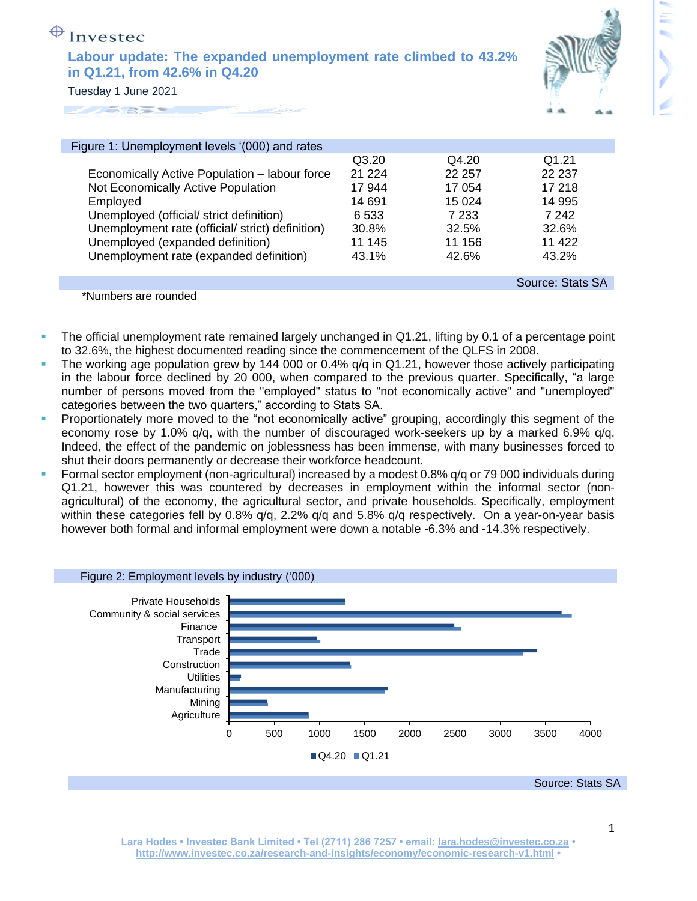Investec

# Labour update: The expanded unemployment rate climbed to 43.2% in Q1.21, from 42.6% in Q4.20

Tuesday 1 June 2021

Figure 1: Unemployment levels '(000) and rates

| | Q3.20 | Q4.20 | Q1.21 |
|---|---|---|---|
| Economically Active Population – labour force | 21 224 | 22 257 | 22 237 |
| Not Economically Active Population | 17 944 | 17 054 | 17 218 |
| Employed | 14 691 | 15 024 | 14 995 |
| Unemployed (official/ strict definition) | 6 533 | 7 233 | 7 242 |
| Unemployment rate (official/ strict) definition) | 30.8% | 32.5% | 32.6% |
| Unemployed (expanded definition) | 11 145 | 11 156 | 11 422 |
| Unemployment rate (expanded definition) | 43.1% | 42.6% | 43.2% |

Source: Stats SA

*Numbers are rounded

- The official unemployment rate remained largely unchanged in Q1.21, lifting by 0.1 of a percentage point to 32.6%, the highest documented reading since the commencement of the QLFS in 2008.
- The working age population grew by 144 000 or 0.4% q/q in Q1.21, however those actively participating in the labour force declined by 20 000, when compared to the previous quarter. Specifically, "a large number of persons moved from the "employed" status to "not economically active" and "unemployed" categories between the two quarters," according to Stats SA.
- Proportionately more moved to the "not economically active" grouping, accordingly this segment of the economy rose by 1.0% q/q, with the number of discouraged work-seekers up by a marked 6.9% q/q. Indeed, the effect of the pandemic on joblessness has been immense, with many businesses forced to shut their doors permanently or decrease their workforce headcount.
- Formal sector employment (non-agricultural) increased by a modest 0.8% q/q or 79 000 individuals during Q1.21, however this was countered by decreases in employment within the informal sector (non-agricultural) of the economy, the agricultural sector, and private households. Specifically, employment within these categories fell by 0.8% q/q, 2.2% q/q and 5.8% q/q respectively. On a year-on-year basis however both formal and informal employment were down a notable -6.3% and -14.3% respectively.

Figure 2: Employment levels by industry ('000)

Source: Stats SA

Lara Hodes • Investec Bank Limited • Tel (2711) 286 7257 • email: lara.hodes@investec.co.za • http://www.investec.co.za/research-and-insights/economy/economic-research-v1.html •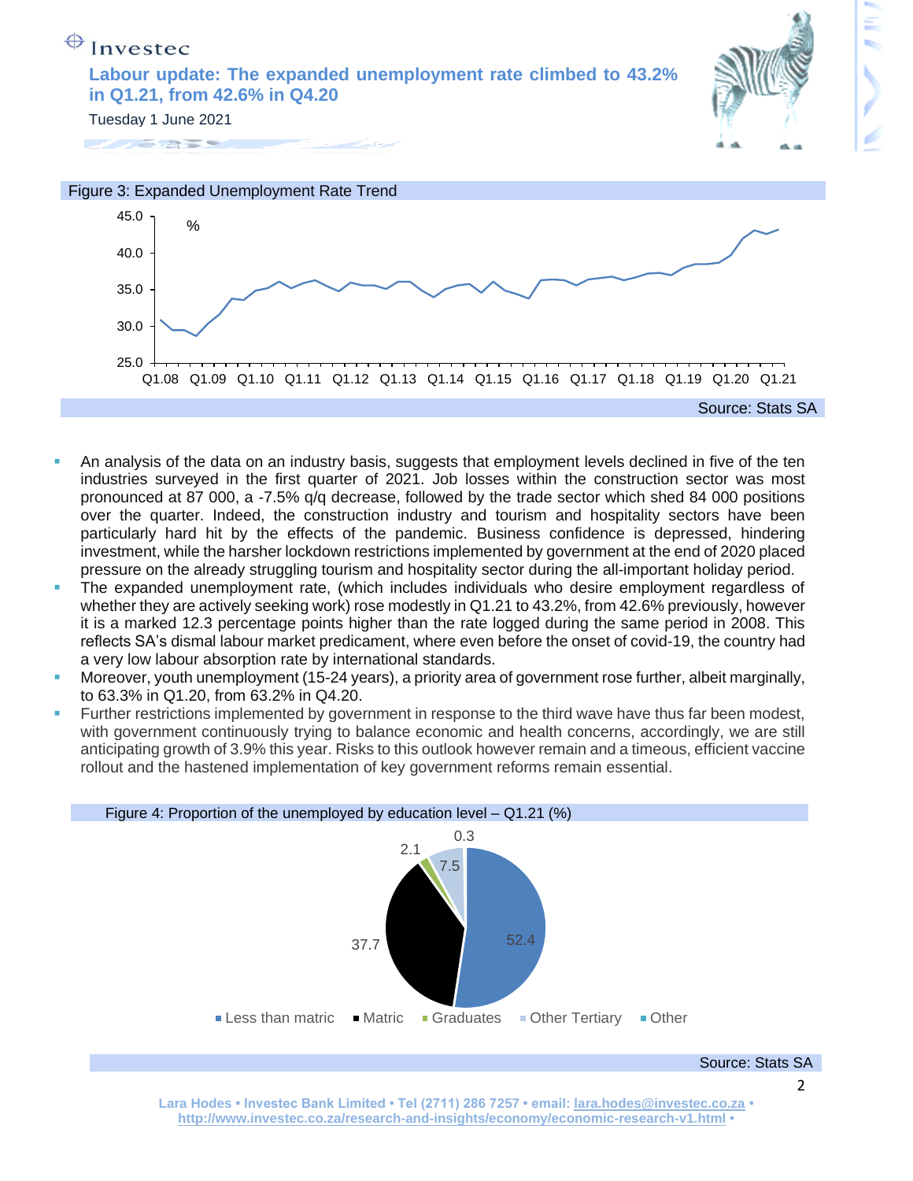# Labour update: The expanded unemployment rate climbed to 43.2% in Q1.21, from 42.6% in Q4.20

Tuesday 1 June 2021

Figure 3: Expanded Unemployment Rate Trend

Source: Stats SA

- An analysis of the data on an industry basis, suggests that employment levels declined in five of the ten industries surveyed in the first quarter of 2021. Job losses within the construction sector was most pronounced at 87 000, a -7.5% q/q decrease, followed by the trade sector which shed 84 000 positions over the quarter. Indeed, the construction industry and tourism and hospitality sectors have been particularly hard hit by the effects of the pandemic. Business confidence is depressed, hindering investment, while the harsher lockdown restrictions implemented by government at the end of 2020 placed pressure on the already struggling tourism and hospitality sector during the all-important holiday period.
- The expanded unemployment rate, (which includes individuals who desire employment regardless of whether they are actively seeking work) rose modestly in Q1.21 to 43.2%, from 42.6% previously, however it is a marked 12.3 percentage points higher than the rate logged during the same period in 2008. This reflects SA's dismal labour market predicament, where even before the onset of covid-19, the country had a very low labour absorption rate by international standards.
- Moreover, youth unemployment (15-24 years), a priority area of government rose further, albeit marginally, to 63.3% in Q1.20, from 63.2% in Q4.20.
- Further restrictions implemented by government in response to the third wave have thus far been modest, with government continuously trying to balance economic and health concerns, accordingly, we are still anticipating growth of 3.9% this year. Risks to this outlook however remain and a timeous, efficient vaccine rollout and the hastened implementation of key government reforms remain essential.

Figure 4: Proportion of the unemployed by education level – Q1.21 (%)

Source: Stats SA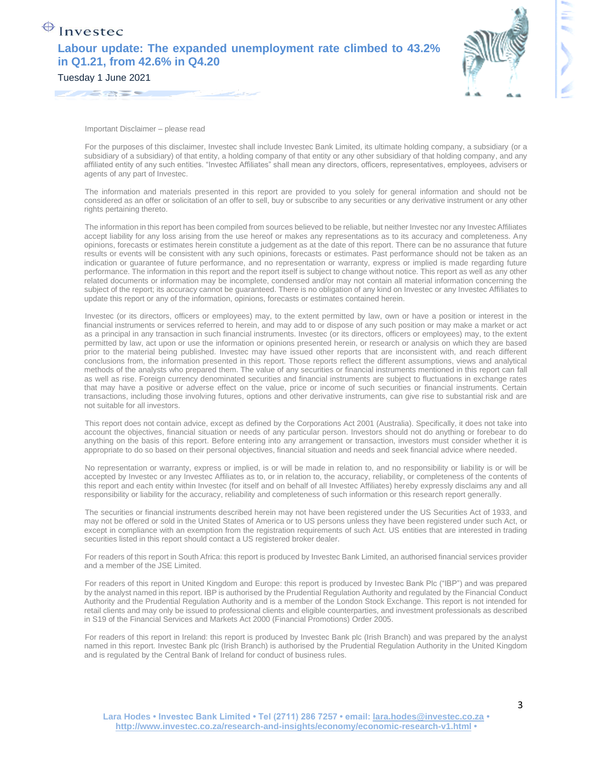Important Disclaimer – please read

For the purposes of this disclaimer, Investec shall include Investec Bank Limited, its ultimate holding company, a subsidiary (or a subsidiary of a subsidiary) of that entity, a holding company of that entity or any other subsidiary of that holding company, and any affiliated entity of any such entities. "Investec Affiliates" shall mean any directors, officers, representatives, employees, advisers or agents of any part of Investec.

The information and materials presented in this report are provided to you solely for general information and should not be considered as an offer or solicitation of an offer to sell, buy or subscribe to any securities or any derivative instrument or any other rights pertaining thereto.

The information in this report has been compiled from sources believed to be reliable, but neither Investec nor any Investec Affiliates accept liability for any loss arising from the use hereof or makes any representations as to its accuracy and completeness. Any opinions, forecasts or estimates herein constitute a judgement as at the date of this report. There can be no assurance that future results or events will be consistent with any such opinions, forecasts or estimates. Past performance should not be taken as an indication or guarantee of future performance, and no representation or warranty, express or implied is made regarding future performance. The information in this report and the report itself is subject to change without notice. This report as well as any other related documents or information may be incomplete, condensed and/or may not contain all material information concerning the subject of the report; its accuracy cannot be guaranteed. There is no obligation of any kind on Investec or any Investec Affiliates to update this report or any of the information, opinions, forecasts or estimates contained herein.

Investec (or its directors, officers or employees) may, to the extent permitted by law, own or have a position or interest in the financial instruments or services referred to herein, and may add to or dispose of any such position or may make a market or act as a principal in any transaction in such financial instruments. Investec (or its directors, officers or employees) may, to the extent permitted by law, act upon or use the information or opinions presented herein, or research or analysis on which they are based prior to the material being published. Investec may have issued other reports that are inconsistent with, and reach different conclusions from, the information presented in this report. Those reports reflect the different assumptions, views and analytical methods of the analysts who prepared them. The value of any securities or financial instruments mentioned in this report can fall as well as rise. Foreign currency denominated securities and financial instruments are subject to fluctuations in exchange rates that may have a positive or adverse effect on the value, price or income of such securities or financial instruments. Certain transactions, including those involving futures, options and other derivative instruments, can give rise to substantial risk and are not suitable for all investors.

This report does not contain advice, except as defined by the Corporations Act 2001 (Australia). Specifically, it does not take into account the objectives, financial situation or needs of any particular person. Investors should not do anything or forebear to do anything on the basis of this report. Before entering into any arrangement or transaction, investors must consider whether it is appropriate to do so based on their personal objectives, financial situation and needs and seek financial advice where needed.

No representation or warranty, express or implied, is or will be made in relation to, and no responsibility or liability is or will be accepted by Investec or any Investec Affiliates as to, or in relation to, the accuracy, reliability, or completeness of the contents of this report and each entity within Investec (for itself and on behalf of all Investec Affiliates) hereby expressly disclaims any and all responsibility or liability for the accuracy, reliability and completeness of such information or this research report generally.

The securities or financial instruments described herein may not have been registered under the US Securities Act of 1933, and may not be offered or sold in the United States of America or to US persons unless they have been registered under such Act, or except in compliance with an exemption from the registration requirements of such Act. US entities that are interested in trading securities listed in this report should contact a US registered broker dealer.

For readers of this report in South Africa: this report is produced by Investec Bank Limited, an authorised financial services provider and a member of the JSE Limited.

For readers of this report in United Kingdom and Europe: this report is produced by Investec Bank Plc ("IBP") and was prepared by the analyst named in this report. IBP is authorised by the Prudential Regulation Authority and regulated by the Financial Conduct Authority and the Prudential Regulation Authority and is a member of the London Stock Exchange. This report is not intended for retail clients and may only be issued to professional clients and eligible counterparties, and investment professionals as described in S19 of the Financial Services and Markets Act 2000 (Financial Promotions) Order 2005.

For readers of this report in Ireland: this report is produced by Investec Bank plc (Irish Branch) and was prepared by the analyst named in this report. Investec Bank plc (Irish Branch) is authorised by the Prudential Regulation Authority in the United Kingdom and is regulated by the Central Bank of Ireland for conduct of business rules.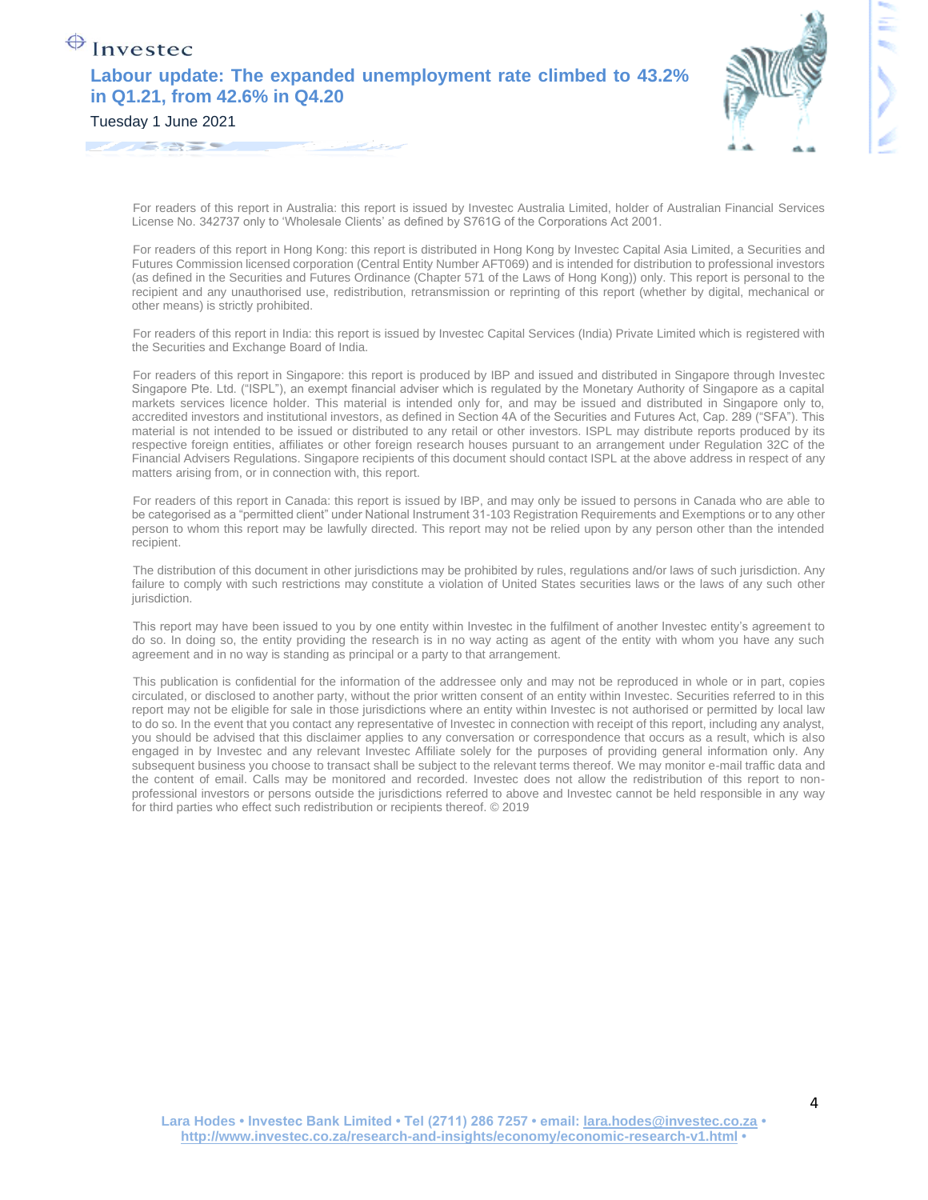For readers of this report in Australia: this report is issued by Investec Australia Limited, holder of Australian Financial Services License No. 342737 only to 'Wholesale Clients' as defined by S761G of the Corporations Act 2001.

For readers of this report in Hong Kong: this report is distributed in Hong Kong by Investec Capital Asia Limited, a Securities and Futures Commission licensed corporation (Central Entity Number AFT069) and is intended for distribution to professional investors (as defined in the Securities and Futures Ordinance (Chapter 571 of the Laws of Hong Kong)) only. This report is personal to the recipient and any unauthorised use, redistribution, retransmission or reprinting of this report (whether by digital, mechanical or other means) is strictly prohibited.

For readers of this report in India: this report is issued by Investec Capital Services (India) Private Limited which is registered with the Securities and Exchange Board of India.

For readers of this report in Singapore: this report is produced by IBP and issued and distributed in Singapore through Investec Singapore Pte. Ltd. ("ISPL"), an exempt financial adviser which is regulated by the Monetary Authority of Singapore as a capital markets services licence holder. This material is intended only for, and may be issued and distributed in Singapore only to, accredited investors and institutional investors, as defined in Section 4A of the Securities and Futures Act, Cap. 289 ("SFA"). This material is not intended to be issued or distributed to any retail or other investors. ISPL may distribute reports produced by its respective foreign entities, affiliates or other foreign research houses pursuant to an arrangement under Regulation 32C of the Financial Advisers Regulations. Singapore recipients of this document should contact ISPL at the above address in respect of any matters arising from, or in connection with, this report.

For readers of this report in Canada: this report is issued by IBP, and may only be issued to persons in Canada who are able to be categorised as a "permitted client" under National Instrument 31-103 Registration Requirements and Exemptions or to any other person to whom this report may be lawfully directed. This report may not be relied upon by any person other than the intended recipient.

The distribution of this document in other jurisdictions may be prohibited by rules, regulations and/or laws of such jurisdiction. Any failure to comply with such restrictions may constitute a violation of United States securities laws or the laws of any such other jurisdiction.

This report may have been issued to you by one entity within Investec in the fulfilment of another Investec entity's agreement to do so. In doing so, the entity providing the research is in no way acting as agent of the entity with whom you have any such agreement and in no way is standing as principal or a party to that arrangement.

This publication is confidential for the information of the addressee only and may not be reproduced in whole or in part, copies circulated, or disclosed to another party, without the prior written consent of an entity within Investec. Securities referred to in this report may not be eligible for sale in those jurisdictions where an entity within Investec is not authorised or permitted by local law to do so. In the event that you contact any representative of Investec in connection with receipt of this report, including any analyst, you should be advised that this disclaimer applies to any conversation or correspondence that occurs as a result, which is also engaged in by Investec and any relevant Investec Affiliate solely for the purposes of providing general information only. Any subsequent business you choose to transact shall be subject to the relevant terms thereof. We may monitor e-mail traffic data and the content of email. Calls may be monitored and recorded. Investec does not allow the redistribution of this report to non-professional investors or persons outside the jurisdictions referred to above and Investec cannot be held responsible in any way for third parties who effect such redistribution or recipients thereof. © 2019